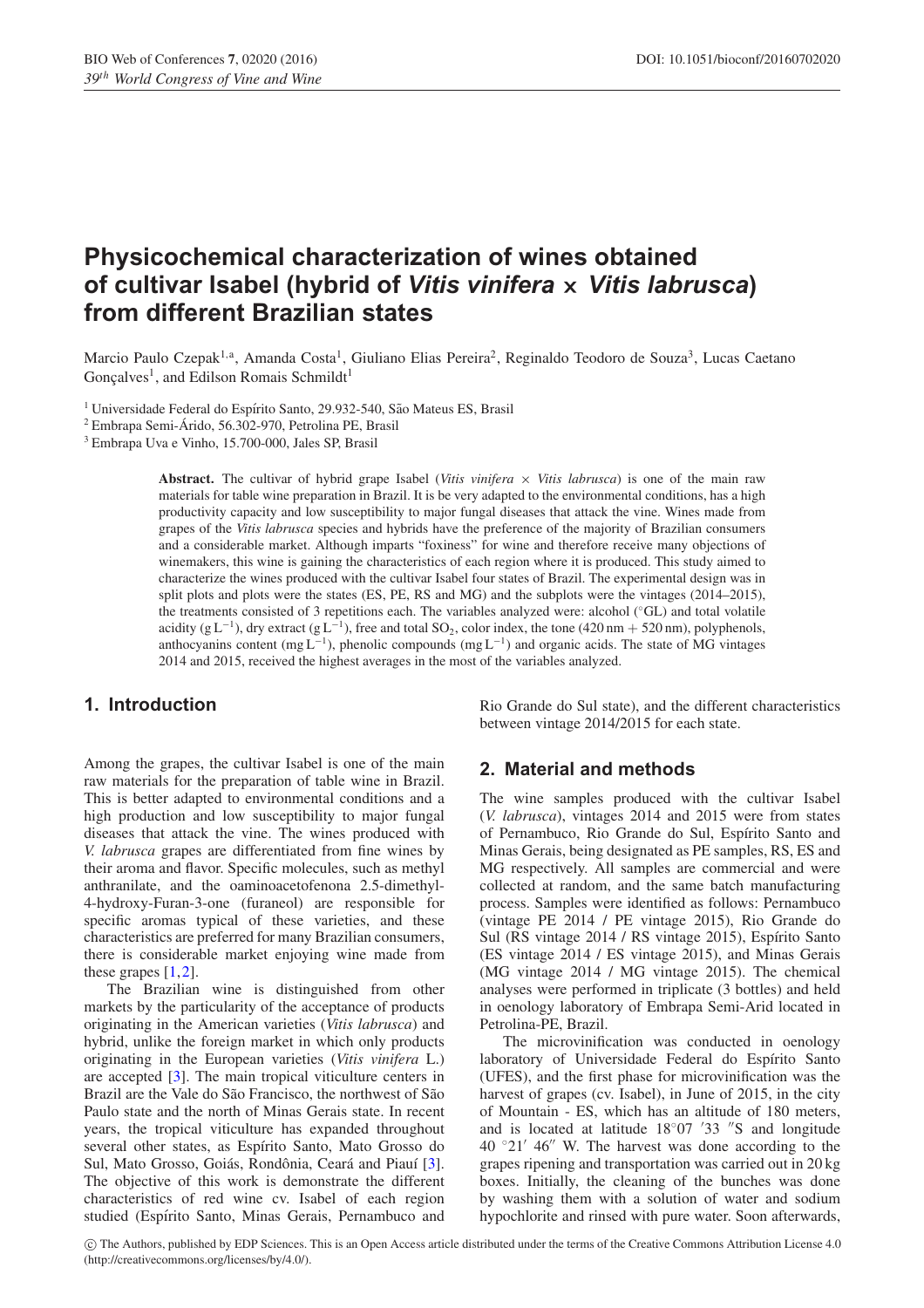# Physicochemical characterization of wines obtained of cultivar Isabel (hybrid of *Vitis vinifera* × *Vitis labrusca*) from different Brazilian states

Marcio Paulo Czepak[1,a], Amanda Costa[1], Giuliano Elias Pereira[2], Reginaldo Teodoro de Souza[3], Lucas Caetano Gonçalves[1], and Edilson Romais Schmildt[1]

[1] Universidade Federal do Espírito Santo, 29.932-540, São Mateus ES, Brasil
[2] Embrapa Semi-Árido, 56.302-970, Petrolina PE, Brasil
[3] Embrapa Uva e Vinho, 15.700-000, Jales SP, Brasil

**Abstract.** The cultivar of hybrid grape Isabel (*Vitis vinifera* × *Vitis labrusca*) is one of the main raw materials for table wine preparation in Brazil. It is be very adapted to the environmental conditions, has a high productivity capacity and low susceptibility to major fungal diseases that attack the vine. Wines made from grapes of the *Vitis labrusca* species and hybrids have the preference of the majority of Brazilian consumers and a considerable market. Although imparts "foxiness" for wine and therefore receive many objections of winemakers, this wine is gaining the characteristics of each region where it is produced. This study aimed to characterize the wines produced with the cultivar Isabel four states of Brazil. The experimental design was in split plots and plots were the states (ES, PE, RS and MG) and the subplots were the vintages (2014–2015), the treatments consisted of 3 repetitions each. The variables analyzed were: alcohol (°GL) and total volatile acidity ($g\,L^{-1}$), dry extract ($g\,L^{-1}$), free and total $SO_2$, color index, the tone (420 nm + 520 nm), polyphenols, anthocyanins content ($mg\,L^{-1}$), phenolic compounds ($mg\,L^{-1}$) and organic acids. The state of MG vintages 2014 and 2015, received the highest averages in the most of the variables analyzed.

## 1. Introduction

Among the grapes, the cultivar Isabel is one of the main raw materials for the preparation of table wine in Brazil. This is better adapted to environmental conditions and a high production and low susceptibility to major fungal diseases that attack the vine. The wines produced with *V. labrusca* grapes are differentiated from fine wines by their aroma and flavor. Specific molecules, such as methyl anthranilate, and the oaminoacetofenona 2.5-dimethyl-4-hydroxy-Furan-3-one (furaneol) are responsible for specific aromas typical of these varieties, and these characteristics are preferred for many Brazilian consumers, there is considerable market enjoying wine made from these grapes [1,2].

The Brazilian wine is distinguished from other markets by the particularity of the acceptance of products originating in the American varieties (*Vitis labrusca*) and hybrid, unlike the foreign market in which only products originating in the European varieties (*Vitis vinifera* L.) are accepted [3]. The main tropical viticulture centers in Brazil are the Vale do São Francisco, the northwest of São Paulo state and the north of Minas Gerais state. In recent years, the tropical viticulture has expanded throughout several other states, as Espírito Santo, Mato Grosso do Sul, Mato Grosso, Goiás, Rondônia, Ceará and Piauí [3]. The objective of this work is demonstrate the different characteristics of red wine cv. Isabel of each region studied (Espírito Santo, Minas Gerais, Pernambuco and Rio Grande do Sul state), and the different characteristics between vintage 2014/2015 for each state.

## 2. Material and methods

The wine samples produced with the cultivar Isabel (*V. labrusca*), vintages 2014 and 2015 were from states of Pernambuco, Rio Grande do Sul, Espírito Santo and Minas Gerais, being designated as PE samples, RS, ES and MG respectively. All samples are commercial and were collected at random, and the same batch manufacturing process. Samples were identified as follows: Pernambuco (vintage PE 2014 / PE vintage 2015), Rio Grande do Sul (RS vintage 2014 / RS vintage 2015), Espírito Santo (ES vintage 2014 / ES vintage 2015), and Minas Gerais (MG vintage 2014 / MG vintage 2015). The chemical analyses were performed in triplicate (3 bottles) and held in oenology laboratory of Embrapa Semi-Arid located in Petrolina-PE, Brazil.

The microvinification was conducted in oenology laboratory of Universidade Federal do Espírito Santo (UFES), and the first phase for microvinification was the harvest of grapes (cv. Isabel), in June of 2015, in the city of Mountain - ES, which has an altitude of 180 meters, and is located at latitude 18°07 ′33 ″S and longitude 40 °21′ 46″ W. The harvest was done according to the grapes ripening and transportation was carried out in 20 kg boxes. Initially, the cleaning of the bunches was done by washing them with a solution of water and sodium hypochlorite and rinsed with pure water. Soon afterwards,

© The Authors, published by EDP Sciences. This is an Open Access article distributed under the terms of the Creative Commons Attribution License 4.0 (http://creativecommons.org/licenses/by/4.0/).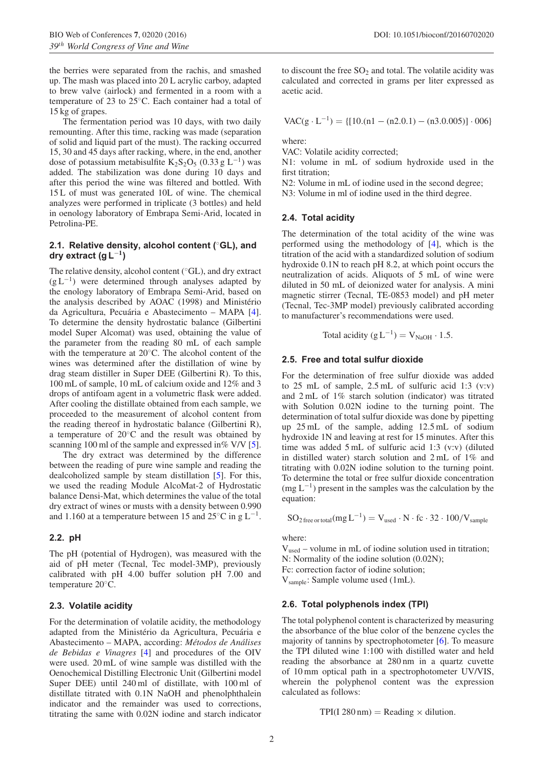the berries were separated from the rachis, and smashed up. The mash was placed into 20 L acrylic carboy, adapted to brew valve (airlock) and fermented in a room with a temperature of 23 to 25°C. Each container had a total of 15 kg of grapes.

The fermentation period was 10 days, with two daily remounting. After this time, racking was made (separation of solid and liquid part of the must). The racking occurred 15, 30 and 45 days after racking, where, in the end, another dose of potassium metabisulfite $K_2S_2O_5$ (0.33 g $L^{-1}$) was added. The stabilization was done during 10 days and after this period the wine was filtered and bottled. With 15 L of must was generated 10L of wine. The chemical analyzes were performed in triplicate (3 bottles) and held in oenology laboratory of Embrapa Semi-Arid, located in Petrolina-PE.

### 2.1. Relative density, alcohol content (°GL), and dry extract (g $L^{-1}$)

The relative density, alcohol content (°GL), and dry extract (g $L^{-1}$) were determined through analyses adapted by the enology laboratory of Embrapa Semi-Arid, based on the analysis described by AOAC (1998) and Ministério da Agricultura, Pecuária e Abastecimento – MAPA [4]. To determine the density hydrostatic balance (Gilbertini model Super Alcomat) was used, obtaining the value of the parameter from the reading 80 mL of each sample with the temperature at 20°C. The alcohol content of the wines was determined after the distillation of wine by drag steam distiller in Super DEE (Gilbertini R). To this, 100 mL of sample, 10 mL of calcium oxide and 12% and 3 drops of antifoam agent in a volumetric flask were added. After cooling the distillate obtained from each sample, we proceeded to the measurement of alcohol content from the reading thereof in hydrostatic balance (Gilbertini R), a temperature of 20°C and the result was obtained by scanning 100 ml of the sample and expressed in% V/V [5].

The dry extract was determined by the difference between the reading of pure wine sample and reading the dealcoholized sample by steam distillation [5]. For this, we used the reading Module AlcoMat-2 of Hydrostatic balance Densi-Mat, which determines the value of the total dry extract of wines or musts with a density between 0.990 and 1.160 at a temperature between 15 and 25°C in g $L^{-1}$.

### 2.2. pH

The pH (potential of Hydrogen), was measured with the aid of pH meter (Tecnal, Tec model-3MP), previously calibrated with pH 4.00 buffer solution pH 7.00 and temperature 20°C.

### 2.3. Volatile acidity

For the determination of volatile acidity, the methodology adapted from the Ministério da Agricultura, Pecuária e Abastecimento – MAPA, according: *Métodos de Análises de Bebidas e Vinagres* [4] and procedures of the OIV were used. 20 mL of wine sample was distilled with the Oenochemical Distilling Electronic Unit (Gilbertini model Super DEE) until 240 ml of distillate, with 100 ml of distillate titrated with 0.1N NaOH and phenolphthalein indicator and the remainder was used to corrections, titrating the same with 0.02N iodine and starch indicator to discount the free $SO_2$ and total. The volatile acidity was calculated and corrected in grams per liter expressed as acetic acid.

$$\mathrm{VAC}(\mathrm{g \cdot L^{-1}}) = \{[10.(\mathrm{n1} - (\mathrm{n2}.0.1) - (\mathrm{n3}.0.005)] \cdot 006\}$$

where:
VAC: Volatile acidity corrected;
N1: volume in mL of sodium hydroxide used in the first titration;
N2: Volume in mL of iodine used in the second degree;
N3: Volume in ml of iodine used in the third degree.

### 2.4. Total acidity

The determination of the total acidity of the wine was performed using the methodology of [4], which is the titration of the acid with a standardized solution of sodium hydroxide 0.1N to reach pH 8.2, at which point occurs the neutralization of acids. Aliquots of 5 mL of wine were diluted in 50 mL of deionized water for analysis. A mini magnetic stirrer (Tecnal, TE-0853 model) and pH meter (Tecnal, Tec-3MP model) previously calibrated according to manufacturer's recommendations were used.

$$\text{Total acidity } (\mathrm{g\,L^{-1}}) = \mathrm{V_{NaOH}} \cdot 1.5.$$

### 2.5. Free and total sulfur dioxide

For the determination of free sulfur dioxide was added to 25 mL of sample, 2.5 mL of sulfuric acid 1:3 (v:v) and 2 mL of 1% starch solution (indicator) was titrated with Solution 0.02N iodine to the turning point. The determination of total sulfur dioxide was done by pipetting up 25 mL of the sample, adding 12.5 mL of sodium hydroxide 1N and leaving at rest for 15 minutes. After this time was added 5 mL of sulfuric acid 1:3 (v:v) (diluted in distilled water) starch solution and 2 mL of 1% and titrating with 0.02N iodine solution to the turning point. To determine the total or free sulfur dioxide concentration (mg $L^{-1}$) present in the samples was the calculation by the equation:

$$\mathrm{SO_{2\,free\,or\,total}}(\mathrm{mg\,L^{-1}}) = \mathrm{V_{used}} \cdot \mathrm{N} \cdot \mathrm{fc} \cdot 32 \cdot 100/\mathrm{V_{sample}}$$

where:
$V_{used}$ – volume in mL of iodine solution used in titration;
N: Normality of the iodine solution (0.02N);
Fc: correction factor of iodine solution;
$V_{sample}$: Sample volume used (1mL).

### 2.6. Total polyphenols index (TPI)

The total polyphenol content is characterized by measuring the absorbance of the blue color of the benzene cycles the majority of tannins by spectrophotometer [6]. To measure the TPI diluted wine 1:100 with distilled water and held reading the absorbance at 280 nm in a quartz cuvette of 10 mm optical path in a spectrophotometer UV/VIS, wherein the polyphenol content was the expression calculated as follows:

$$\mathrm{TPI}(\mathrm{I}\ 280\,\mathrm{nm}) = \text{Reading} \times \text{dilution}.$$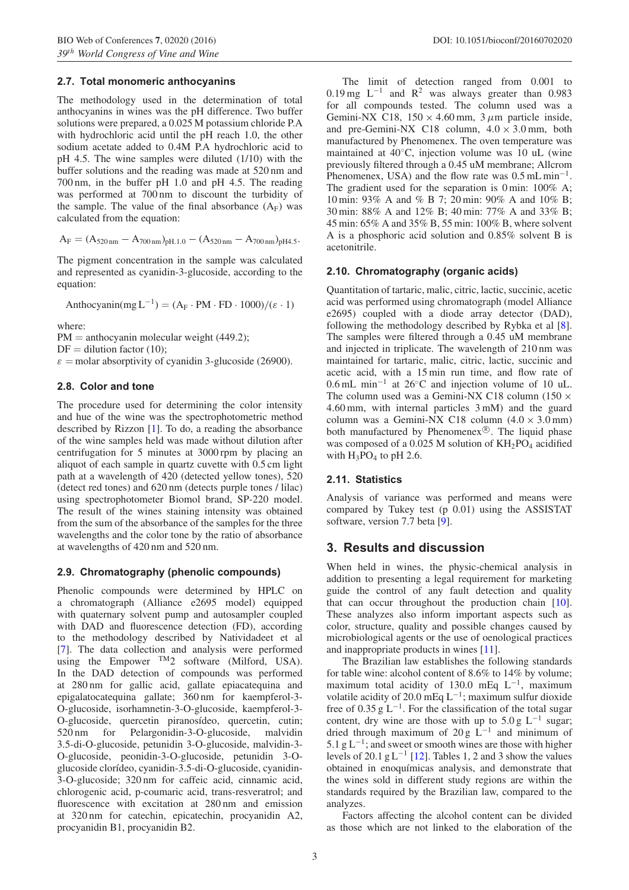### 2.7. Total monomeric anthocyanins

The methodology used in the determination of total anthocyanins in wines was the pH difference. Two buffer solutions were prepared, a 0.025 M potassium chloride P.A with hydrochloric acid until the pH reach 1.0, the other sodium acetate added to 0.4M P.A hydrochloric acid to pH 4.5. The wine samples were diluted (1/10) with the buffer solutions and the reading was made at 520 nm and 700 nm, in the buffer pH 1.0 and pH 4.5. The reading was performed at 700 nm to discount the turbidity of the sample. The value of the final absorbance ($A_F$) was calculated from the equation:

$$A_F = (A_{520\,nm} - A_{700\,nm})_{pH.1.0} - (A_{520\,nm} - A_{700\,nm})_{pH4.5}.$$

The pigment concentration in the sample was calculated and represented as cyanidin-3-glucoside, according to the equation:

$$\text{Anthocyanin}(\text{mg L}^{-1}) = (A_F \cdot PM \cdot FD \cdot 1000)/(\varepsilon \cdot 1)$$

where:
PM = anthocyanin molecular weight (449.2);
DF = dilution factor (10);
$\varepsilon$ = molar absorptivity of cyanidin 3-glucoside (26900).

### 2.8. Color and tone

The procedure used for determining the color intensity and hue of the wine was the spectrophotometric method described by Rizzon [1]. To do, a reading the absorbance of the wine samples held was made without dilution after centrifugation for 5 minutes at 3000 rpm by placing an aliquot of each sample in quartz cuvette with 0.5 cm light path at a wavelength of 420 (detected yellow tones), 520 (detect red tones) and 620 nm (detects purple tones / lilac) using spectrophotometer Biomol brand, SP-220 model. The result of the wines staining intensity was obtained from the sum of the absorbance of the samples for the three wavelengths and the color tone by the ratio of absorbance at wavelengths of 420 nm and 520 nm.

### 2.9. Chromatography (phenolic compounds)

Phenolic compounds were determined by HPLC on a chromatograph (Alliance e2695 model) equipped with quaternary solvent pump and autosampler coupled with DAD and fluorescence detection (FD), according to the methodology described by Natividadeet et al [7]. The data collection and analysis were performed using the Empower TM2 software (Milford, USA). In the DAD detection of compounds was performed at 280 nm for gallic acid, gallate epiacatequina and epigalatocatequina gallate; 360 nm for kaempferol-3-O-glucoside, isorhamnetin-3-O-glucoside, kaempferol-3-O-glucoside, quercetin piranosídeo, quercetin, cutin; 520 nm for Pelargonidin-3-O-glucoside, malvidin 3.5-di-O-glucoside, petunidin 3-O-glucoside, malvidin-3-O-glucoside, peonidin-3-O-glucoside, petunidin 3-O-glucoside clorídeo, cyanidin-3.5-di-O-glucoside, cyanidin-3-O-glucoside; 320 nm for caffeic acid, cinnamic acid, chlorogenic acid, p-coumaric acid, trans-resveratrol; and fluorescence with excitation at 280 nm and emission at 320 nm for catechin, epicatechin, procyanidin A2, procyanidin B1, procyanidin B2.

The limit of detection ranged from 0.001 to 0.19 mg $L^{-1}$ and $R^2$ was always greater than 0.983 for all compounds tested. The column used was a Gemini-NX C18, 150 × 4.60 mm, 3 $\mu$m particle inside, and pre-Gemini-NX C18 column, 4.0 × 3.0 mm, both manufactured by Phenomenex. The oven temperature was maintained at 40°C, injection volume was 10 uL (wine previously filtered through a 0.45 uM membrane; Allcrom Phenomenex, USA) and the flow rate was 0.5 mL $min^{-1}$. The gradient used for the separation is 0 min: 100% A; 10 min: 93% A and % B 7; 20 min: 90% A and 10% B; 30 min: 88% A and 12% B; 40 min: 77% A and 33% B; 45 min: 65% A and 35% B, 55 min: 100% B, where solvent A is a phosphoric acid solution and 0.85% solvent B is acetonitrile.

### 2.10. Chromatography (organic acids)

Quantitation of tartaric, malic, citric, lactic, succinic, acetic acid was performed using chromatograph (model Alliance e2695) coupled with a diode array detector (DAD), following the methodology described by Rybka et al [8]. The samples were filtered through a 0.45 uM membrane and injected in triplicate. The wavelength of 210 nm was maintained for tartaric, malic, citric, lactic, succinic and acetic acid, with a 15 min run time, and flow rate of 0.6 mL $min^{-1}$ at 26°C and injection volume of 10 uL. The column used was a Gemini-NX C18 column (150 × 4.60 mm, with internal particles 3 mM) and the guard column was a Gemini-NX C18 column (4.0 × 3.0 mm) both manufactured by Phenomenex®. The liquid phase was composed of a 0.025 M solution of $KH_2PO_4$ acidified with $H_3PO_4$ to pH 2.6.

### 2.11. Statistics

Analysis of variance was performed and means were compared by Tukey test (p 0.01) using the ASSISTAT software, version 7.7 beta [9].

## 3. Results and discussion

When held in wines, the physic-chemical analysis in addition to presenting a legal requirement for marketing guide the control of any fault detection and quality that can occur throughout the production chain [10]. These analyzes also inform important aspects such as color, structure, quality and possible changes caused by microbiological agents or the use of oenological practices and inappropriate products in wines [11].

The Brazilian law establishes the following standards for table wine: alcohol content of 8.6% to 14% by volume; maximum total acidity of 130.0 mEq $L^{-1}$, maximum volatile acidity of 20.0 mEq $L^{-1}$; maximum sulfur dioxide free of 0.35 g $L^{-1}$. For the classification of the total sugar content, dry wine are those with up to 5.0 g $L^{-1}$ sugar; dried through maximum of 20 g $L^{-1}$ and minimum of 5.1 g $L^{-1}$; and sweet or smooth wines are those with higher levels of 20.1 g $L^{-1}$ [12]. Tables 1, 2 and 3 show the values obtained in enoquímicas analysis, and demonstrate that the wines sold in different study regions are within the standards required by the Brazilian law, compared to the analyzes.

Factors affecting the alcohol content can be divided as those which are not linked to the elaboration of the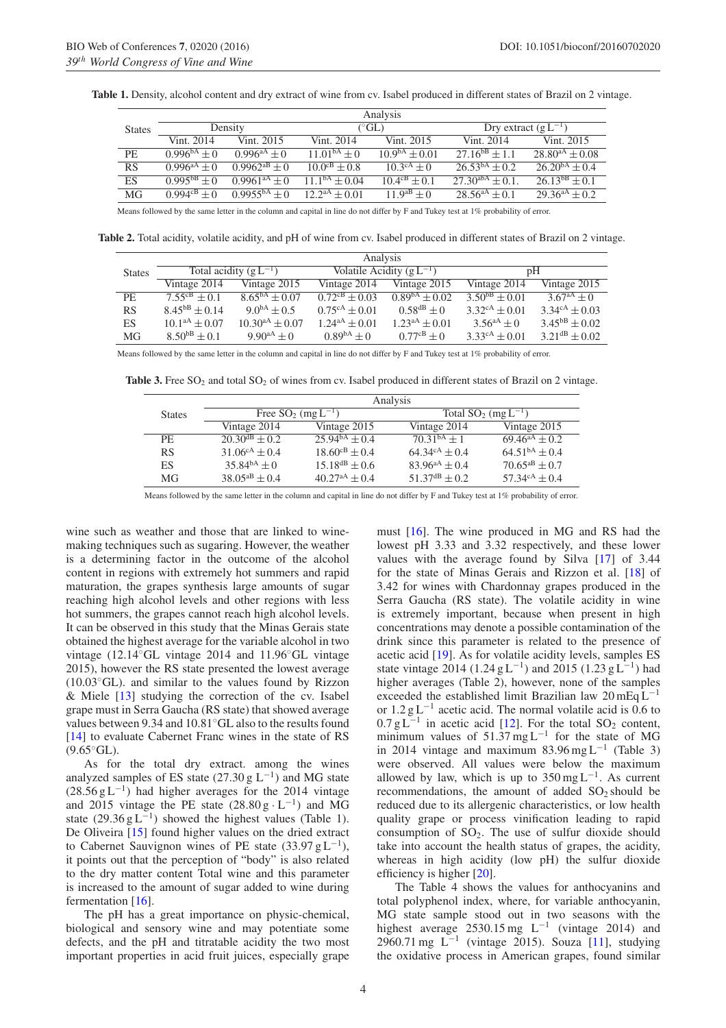**Table 1.** Density, alcohol content and dry extract of wine from cv. Isabel produced in different states of Brazil on 2 vintage.

| States | Analysis | | | | | |
|---|---|---|---|---|---|---|
| | Density | | (°GL) | | Dry extract ($g\,L^{-1}$) | |
| | Vint. 2014 | Vint. 2015 | Vint. 2014 | Vint. 2015 | Vint. 2014 | Vint. 2015 |
| PE | $0.996^{bA} \pm 0$ | $0.996^{aA} \pm 0$ | $11.01^{bA} \pm 0$ | $10.9^{bA} \pm 0.01$ | $27.16^{bB} \pm 1.1$ | $28.80^{aA} \pm 0.08$ |
| RS | $0.996^{aA} \pm 0$ | $0.9962^{aB} \pm 0$ | $10.0^{cB} \pm 0.8$ | $10.3^{cA} \pm 0$ | $26.53^{bA} \pm 0.2$ | $26.20^{bA} \pm 0.4$ |
| ES | $0.995^{bB} \pm 0$ | $0.9961^{aA} \pm 0$ | $11.1^{bA} \pm 0.04$ | $10.4^{cB} \pm 0.1$ | $27.30^{abA} \pm 0.1.$ | $26.13^{bB} \pm 0.1$ |
| MG | $0.994^{cB} \pm 0$ | $0.9955^{bA} \pm 0$ | $12.2^{aA} \pm 0.01$ | $11.9^{aB} \pm 0$ | $28.56^{aA} \pm 0.1$ | $29.36^{aA} \pm 0.2$ |

Means followed by the same letter in the column and capital in line do not differ by F and Tukey test at 1% probability of error.

**Table 2.** Total acidity, volatile acidity, and pH of wine from cv. Isabel produced in different states of Brazil on 2 vintage.

| States | Analysis | | | | | |
|---|---|---|---|---|---|---|
| | Total acidity ($g\,L^{-1}$) | | Volatile Acidity ($g\,L^{-1}$) | | pH | |
| | Vintage 2014 | Vintage 2015 | Vintage 2014 | Vintage 2015 | Vintage 2014 | Vintage 2015 |
| PE | $7.55^{cB} \pm 0.1$ | $8.65^{bA} \pm 0.07$ | $0.72^{cB} \pm 0.03$ | $0.89^{bA} \pm 0.02$ | $3.50^{bB} \pm 0.01$ | $3.67^{aA} \pm 0$ |
| RS | $8.45^{bB} \pm 0.14$ | $9.0^{bA} \pm 0.5$ | $0.75^{cA} \pm 0.01$ | $0.58^{dB} \pm 0$ | $3.32^{cA} \pm 0.01$ | $3.34^{cA} \pm 0.03$ |
| ES | $10.1^{aA} \pm 0.07$ | $10.30^{aA} \pm 0.07$ | $1.24^{aA} \pm 0.01$ | $1.23^{aA} \pm 0.01$ | $3.56^{aA} \pm 0$ | $3.45^{bB} \pm 0.02$ |
| MG | $8.50^{bB} \pm 0.1$ | $9.90^{aA} \pm 0$ | $0.89^{bA} \pm 0$ | $0.77^{cB} \pm 0$ | $3.33^{cA} \pm 0.01$ | $3.21^{dB} \pm 0.02$ |

Means followed by the same letter in the column and capital in line do not differ by F and Tukey test at 1% probability of error.

**Table 3.** Free $SO_2$ and total $SO_2$ of wines from cv. Isabel produced in different states of Brazil on 2 vintage.

| States | Analysis | | | |
|---|---|---|---|---|
| | Free $SO_2$ ($mg\,L^{-1}$) | | Total $SO_2$ ($mg\,L^{-1}$) | |
| | Vintage 2014 | Vintage 2015 | Vintage 2014 | Vintage 2015 |
| PE | $20.30^{dB} \pm 0.2$ | $25.94^{bA} \pm 0.4$ | $70.31^{bA} \pm 1$ | $69.46^{aA} \pm 0.2$ |
| RS | $31.06^{cA} \pm 0.4$ | $18.60^{cB} \pm 0.4$ | $64.34^{cA} \pm 0.4$ | $64.51^{bA} \pm 0.4$ |
| ES | $35.84^{bA} \pm 0$ | $15.18^{dB} \pm 0.6$ | $83.96^{aA} \pm 0.4$ | $70.65^{aB} \pm 0.7$ |
| MG | $38.05^{aB} \pm 0.4$ | $40.27^{aA} \pm 0.4$ | $51.37^{dB} \pm 0.2$ | $57.34^{cA} \pm 0.4$ |

Means followed by the same letter in the column and capital in line do not differ by F and Tukey test at 1% probability of error.

wine such as weather and those that are linked to winemaking techniques such as sugaring. However, the weather is a determining factor in the outcome of the alcohol content in regions with extremely hot summers and rapid maturation, the grapes synthesis large amounts of sugar reaching high alcohol levels and other regions with less hot summers, the grapes cannot reach high alcohol levels. It can be observed in this study that the Minas Gerais state obtained the highest average for the variable alcohol in two vintage (12.14°GL vintage 2014 and 11.96°GL vintage 2015), however the RS state presented the lowest average (10.03°GL). and similar to the values found by Rizzon & Miele [13] studying the correction of the cv. Isabel grape must in Serra Gaucha (RS state) that showed average values between 9.34 and 10.81°GL also to the results found [14] to evaluate Cabernet Franc wines in the state of RS (9.65°GL).

As for the total dry extract. among the wines analyzed samples of ES state (27.30 g $L^{-1}$) and MG state (28.56 g $L^{-1}$) had higher averages for the 2014 vintage and 2015 vintage the PE state (28.80 g $\cdot$ $L^{-1}$) and MG state (29.36 g $L^{-1}$) showed the highest values (Table 1). De Oliveira [15] found higher values on the dried extract to Cabernet Sauvignon wines of PE state (33.97 g $L^{-1}$), it points out that the perception of "body" is also related to the dry matter content Total wine and this parameter is increased to the amount of sugar added to wine during fermentation [16].

The pH has a great importance on physic-chemical, biological and sensory wine and may potentiate some defects, and the pH and titratable acidity the two most important properties in acid fruit juices, especially grape must [16]. The wine produced in MG and RS had the lowest pH 3.33 and 3.32 respectively, and these lower values with the average found by Silva [17] of 3.44 for the state of Minas Gerais and Rizzon et al. [18] of 3.42 for wines with Chardonnay grapes produced in the Serra Gaucha (RS state). The volatile acidity in wine is extremely important, because when present in high concentrations may denote a possible contamination of the drink since this parameter is related to the presence of acetic acid [19]. As for volatile acidity levels, samples ES state vintage 2014 (1.24 g $L^{-1}$) and 2015 (1.23 g $L^{-1}$) had higher averages (Table 2), however, none of the samples exceeded the established limit Brazilian law 20 mEq $L^{-1}$ or 1.2 g $L^{-1}$ acetic acid. The normal volatile acid is 0.6 to 0.7 g $L^{-1}$ in acetic acid [12]. For the total $SO_2$ content, minimum values of 51.37 mg $L^{-1}$ for the state of MG in 2014 vintage and maximum 83.96 mg $L^{-1}$ (Table 3) were observed. All values were below the maximum allowed by law, which is up to 350 mg $L^{-1}$. As current recommendations, the amount of added $SO_2$ should be reduced due to its allergenic characteristics, or low health quality grape or process vinification leading to rapid consumption of $SO_2$. The use of sulfur dioxide should take into account the health status of grapes, the acidity, whereas in high acidity (low pH) the sulfur dioxide efficiency is higher [20].

The Table 4 shows the values for anthocyanins and total polyphenol index, where, for variable anthocyanin, MG state sample stood out in two seasons with the highest average 2530.15 mg $L^{-1}$ (vintage 2014) and 2960.71 mg $L^{-1}$ (vintage 2015). Souza [11], studying the oxidative process in American grapes, found similar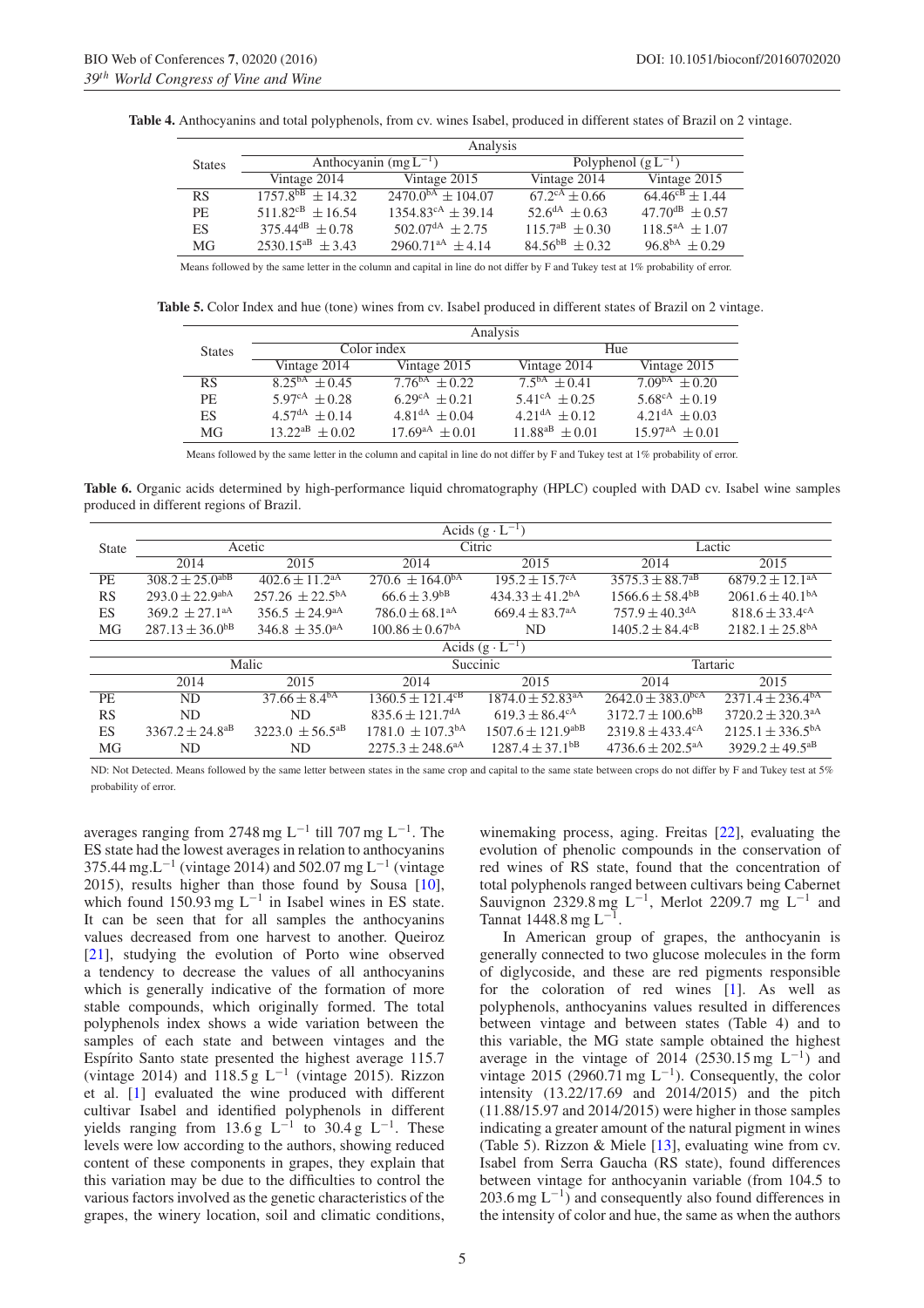**Table 4.** Anthocyanins and total polyphenols, from cv. wines Isabel, produced in different states of Brazil on 2 vintage.

| States | Analysis | | | |
|---|---|---|---|---|
| | Anthocyanin ($mg L^{-1}$) | | Polyphenol ($g L^{-1}$) | |
| | Vintage 2014 | Vintage 2015 | Vintage 2014 | Vintage 2015 |
| RS | $1757.8^{bB} \pm 14.32$ | $2470.0^{bA} \pm 104.07$ | $67.2^{cA} \pm 0.66$ | $64.46^{cB} \pm 1.44$ |
| PE | $511.82^{cB} \pm 16.54$ | $1354.83^{cA} \pm 39.14$ | $52.6^{dA} \pm 0.63$ | $47.70^{dB} \pm 0.57$ |
| ES | $375.44^{dB} \pm 0.78$ | $502.07^{dA} \pm 2.75$ | $115.7^{aB} \pm 0.30$ | $118.5^{aA} \pm 1.07$ |
| MG | $2530.15^{aB} \pm 3.43$ | $2960.71^{aA} \pm 4.14$ | $84.56^{bB} \pm 0.32$ | $96.8^{bA} \pm 0.29$ |

Means followed by the same letter in the column and capital in line do not differ by F and Tukey test at 1% probability of error.

**Table 5.** Color Index and hue (tone) wines from cv. Isabel produced in different states of Brazil on 2 vintage.

| States | Analysis | | | |
|---|---|---|---|---|
| | Color index | | Hue | |
| | Vintage 2014 | Vintage 2015 | Vintage 2014 | Vintage 2015 |
| RS | $8.25^{bA} \pm 0.45$ | $7.76^{bA} \pm 0.22$ | $7.5^{bA} \pm 0.41$ | $7.09^{bA} \pm 0.20$ |
| PE | $5.97^{cA} \pm 0.28$ | $6.29^{cA} \pm 0.21$ | $5.41^{cA} \pm 0.25$ | $5.68^{cA} \pm 0.19$ |
| ES | $4.57^{dA} \pm 0.14$ | $4.81^{dA} \pm 0.04$ | $4.21^{dA} \pm 0.12$ | $4.21^{dA} \pm 0.03$ |
| MG | $13.22^{aB} \pm 0.02$ | $17.69^{aA} \pm 0.01$ | $11.88^{aB} \pm 0.01$ | $15.97^{aA} \pm 0.01$ |

Means followed by the same letter in the column and capital in line do not differ by F and Tukey test at 1% probability of error.

**Table 6.** Organic acids determined by high-performance liquid chromatography (HPLC) coupled with DAD cv. Isabel wine samples produced in different regions of Brazil.

| State | Acids ($g \cdot L^{-1}$) | | | | | |
|---|---|---|---|---|---|---|
| | Acetic | | Citric | | Lactic | |
| | 2014 | 2015 | 2014 | 2015 | 2014 | 2015 |
| PE | $308.2 \pm 25.0^{abB}$ | $402.6 \pm 11.2^{aA}$ | $270.6 \pm 164.0^{bA}$ | $195.2 \pm 15.7^{cA}$ | $3575.3 \pm 88.7^{aB}$ | $6879.2 \pm 12.1^{aA}$ |
| RS | $293.0 \pm 22.9^{abA}$ | $257.26 \pm 22.5^{bA}$ | $66.6 \pm 3.9^{bB}$ | $434.33 \pm 41.2^{bA}$ | $1566.6 \pm 58.4^{bB}$ | $2061.6 \pm 40.1^{bA}$ |
| ES | $369.2 \pm 27.1^{aA}$ | $356.5 \pm 24.9^{aA}$ | $786.0 \pm 68.1^{aA}$ | $669.4 \pm 83.7^{aA}$ | $757.9 \pm 40.3^{dA}$ | $818.6 \pm 33.4^{cA}$ |
| MG | $287.13 \pm 36.0^{bB}$ | $346.8 \pm 35.0^{aA}$ | $100.86 \pm 0.67^{bA}$ | ND | $1405.2 \pm 84.4^{cB}$ | $2182.1 \pm 25.8^{bA}$ |
| | Acids ($g \cdot L^{-1}$) | | | | | |
| | Malic | | Succinic | | Tartaric | |
| | 2014 | 2015 | 2014 | 2015 | 2014 | 2015 |
| PE | ND | $37.66 \pm 8.4^{bA}$ | $1360.5 \pm 121.4^{cB}$ | $1874.0 \pm 52.83^{aA}$ | $2642.0 \pm 383.0^{bcA}$ | $2371.4 \pm 236.4^{bA}$ |
| RS | ND | ND | $835.6 \pm 121.7^{dA}$ | $619.3 \pm 86.4^{cA}$ | $3172.7 \pm 100.6^{bB}$ | $3720.2 \pm 320.3^{aA}$ |
| ES | $3367.2 \pm 24.8^{aB}$ | $3223.0 \pm 56.5^{aB}$ | $1781.0 \pm 107.3^{bA}$ | $1507.6 \pm 121.9^{abB}$ | $2319.8 \pm 433.4^{cA}$ | $2125.1 \pm 336.5^{bA}$ |
| MG | ND | ND | $2275.3 \pm 248.6^{aA}$ | $1287.4 \pm 37.1^{bB}$ | $4736.6 \pm 202.5^{aA}$ | $3929.2 \pm 49.5^{aB}$ |

ND: Not Detected. Means followed by the same letter between states in the same crop and capital to the same state between crops do not differ by F and Tukey test at 5% probability of error.

averages ranging from 2748 mg $L^{-1}$ till 707 mg $L^{-1}$. The ES state had the lowest averages in relation to anthocyanins 375.44 mg.$L^{-1}$ (vintage 2014) and 502.07 mg $L^{-1}$ (vintage 2015), results higher than those found by Sousa [10], which found 150.93 mg $L^{-1}$ in Isabel wines in ES state. It can be seen that for all samples the anthocyanins values decreased from one harvest to another. Queiroz [21], studying the evolution of Porto wine observed a tendency to decrease the values of all anthocyanins which is generally indicative of the formation of more stable compounds, which originally formed. The total polyphenols index shows a wide variation between the samples of each state and between vintages and the Espírito Santo state presented the highest average 115.7 (vintage 2014) and 118.5 g $L^{-1}$ (vintage 2015). Rizzon et al. [1] evaluated the wine produced with different cultivar Isabel and identified polyphenols in different yields ranging from 13.6 g $L^{-1}$ to 30.4 g $L^{-1}$. These levels were low according to the authors, showing reduced content of these components in grapes, they explain that this variation may be due to the difficulties to control the various factors involved as the genetic characteristics of the grapes, the winery location, soil and climatic conditions, winemaking process, aging. Freitas [22], evaluating the evolution of phenolic compounds in the conservation of red wines of RS state, found that the concentration of total polyphenols ranged between cultivars being Cabernet Sauvignon 2329.8 mg $L^{-1}$, Merlot 2209.7 mg $L^{-1}$ and Tannat 1448.8 mg $L^{-1}$.

In American group of grapes, the anthocyanin is generally connected to two glucose molecules in the form of diglycoside, and these are red pigments responsible for the coloration of red wines [1]. As well as polyphenols, anthocyanins values resulted in differences between vintage and between states (Table 4) and to this variable, the MG state sample obtained the highest average in the vintage of 2014 (2530.15 mg $L^{-1}$) and vintage 2015 (2960.71 mg $L^{-1}$). Consequently, the color intensity (13.22/17.69 and 2014/2015) and the pitch (11.88/15.97 and 2014/2015) were higher in those samples indicating a greater amount of the natural pigment in wines (Table 5). Rizzon & Miele [13], evaluating wine from cv. Isabel from Serra Gaucha (RS state), found differences between vintage for anthocyanin variable (from 104.5 to 203.6 mg $L^{-1}$) and consequently also found differences in the intensity of color and hue, the same as when the authors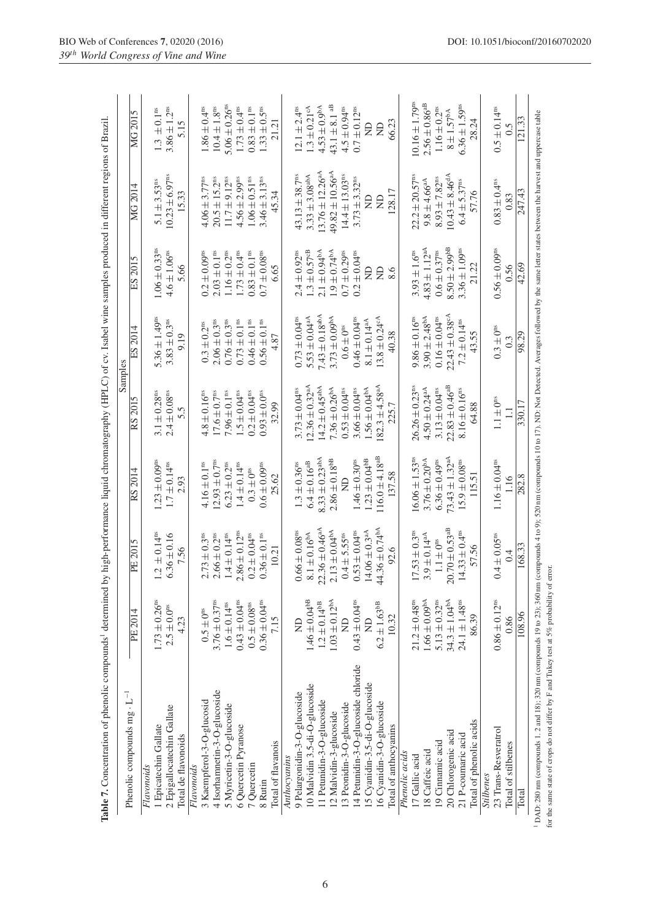**Table 7.** Concentration of phenolic compounds[1] determined by high-performance liquid chromatography (HPLC) of cv. Isabel wine samples produced in different regions of Brazil.

| Phenolic compounds mg · L$^{-1}$ | Samples | | | | | | | |
|---|---|---|---|---|---|---|---|---|
| | PE 2014 | PE 2015 | RS 2014 | RS 2015 | ES 2014 | ES 2015 | MG 2014 | MG 2015 |
| *Flavonoids* | | | | | | | | |
| 1 Epicatechin Gallate | $1.73 \pm 0.26^{ns}$ | $1.2 \pm 0.14^{ns}$ | $1.23 \pm 0.09^{ns}$ | $3.1 \pm 0.28^{ns}$ | $5.36 \pm 1.49^{ns}$ | $1.06 \pm 0.33^{ns}$ | $5.1 \pm 3.53^{ns}$ | $1.3 \pm 0.1^{ns}$ |
| 2 Epigallocatechin Gallate | $2.5 \pm 0.0^{ns}$ | $6.36 \pm 0.16$ | $1.7 \pm 0.14^{ns}$ | $2.4 \pm 0.08^{ns}$ | $3.83 \pm 0.3^{ns}$ | $4.6 \pm 1.06^{ns}$ | $10.23 \pm 6.97^{ns}$ | $3.86 \pm 1.2^{ns}$ |
| Total de flavonoids | 4.23 | 7.56 | 2.93 | 5.5 | 9.19 | 5.66 | 15.33 | 5.15 |
| *Flavonoids* | | | | | | | | |
| 3 Kaempferol-3-O-glucosid | $0.5 \pm 0^{ns}$ | $2.73 \pm 0.3^{ns}$ | $4.16 \pm 0.1^{ns}$ | $4.8 \pm 0.16^{ns}$ | $0.3 \pm 0.2^{ns}$ | $0.2 \pm 0.09^{ns}$ | $4.06 \pm 3.77^{ns}$ | $1.86 \pm 0.4^{ns}$ |
| 4 Isorhamnetin-3-O-glucoside | $3.76 \pm 0.37^{ns}$ | $2.66 \pm 0.2^{ns}$ | $12.93 \pm 0.7^{ns}$ | $17.6 \pm 0.7^{ns}$ | $2.06 \pm 0.3^{ns}$ | $2.03 \pm 0.1^{ns}$ | $20.5 \pm 15.2^{ns}$ | $10.4 \pm 1.8^{ns}$ |
| 5 Myricetin-3-O-glucoside | $1.6 \pm 0.14^{ns}$ | $1.4 \pm 0.14^{ns}$ | $6.23 \pm 0.2^{ns}$ | $7.96 \pm 0.1^{ns}$ | $0.76 \pm 0.3^{ns}$ | $1.16 \pm 0.2^{ns}$ | $11.7 \pm 9.12^{ns}$ | $5.06 \pm 0.26^{ns}$ |
| 6 Quercetin Pyranose | $0.43 \pm 0.04^{ns}$ | $2.86 \pm 0.12^{ns}$ | $1.4 \pm 0.14^{ns}$ | $1.5 \pm 0.04^{ns}$ | $0.73 \pm 0.1^{ns}$ | $1.73 \pm 0.4^{ns}$ | $4.56 \pm 2.99^{ns}$ | $1.73 \pm 0.4^{ns}$ |
| 7 Quercetin | $0.5 \pm 0.08^{ns}$ | $0.2 \pm 0.04^{ns}$ | $0.3 \pm 0^{ns}$ | $0.2 \pm 0.04^{ns}$ | $0.46 \pm 0.1^{ns}$ | $0.83 \pm 0.1^{ns}$ | $1.06 \pm 0.51^{ns}$ | $0.83 \pm 0.1^{ns}$ |
| 8 Rutin | $0.36 \pm 0.04^{ns}$ | $0.36 \pm 0.1^{ns}$ | $0.6 \pm 0.09^{ns}$ | $0.93 \pm 0.0^{ns}$ | $0.56 \pm 0.1^{ns}$ | $0.7 \pm 0.08^{ns}$ | $3.46 \pm 3.13^{ns}$ | $1.33 \pm 0.5^{ns}$ |
| Total of flavanois | 7.15 | 10.21 | 25.62 | 32.99 | 4.87 | 6.65 | 45.34 | 21.21 |
| *Anthocyanins* | | | | | | | | |
| 9 Pelargonidin-3-O-glucoside | ND | $0.66 \pm 0.08^{ns}$ | $1.3 \pm 0.36^{ns}$ | $3.73 \pm 0.04^{ns}$ | $0.73 \pm 0.04^{ns}$ | $2.4 \pm 0.92^{ns}$ | $43.13 \pm 38.7^{ns}$ | $12.1 \pm 2.4^{ns}$ |
| 10 Malvidin 3,5-di-O-glucoside | $1.46 \pm 0.04^{bB}$ | $8.1 \pm 0.16^{bA}$ | $6.4 \pm 0.16^{aB}$ | $12.36 \pm 0.32^{aA}$ | $5.53 \pm 0.04^{aA}$ | $1.3 \pm 0.57^{cB}$ | $3.33 \pm 3.08^{abA}$ | $1.3 \pm 0.21^{cA}$ |
| 11 Petunidin-3-O-glucoside | $1.2 \pm 0.14^{bB}$ | $22.36 \pm 0.46^{aA}$ | $8.33 \pm 0.23^{abA}$ | $14.2 \pm 0.45^{abA}$ | $7.43 \pm 0.18^{abA}$ | $2.1 \pm 0.94^{bA}$ | $13.76 \pm 12.26^{aA}$ | $4.53 \pm 0.9^{bA}$ |
| 12 Malvidin-3-glucoside | $1.03 \pm 0.12^{bA}$ | $2.13 \pm 0.04^{bA}$ | $2.86 \pm 0.18^{bB}$ | $7.36 \pm 0.26^{bA}$ | $3.73 \pm 0.09^{bA}$ | $1.9 \pm 0.74^{bA}$ | $49.82 \pm 10.56^{aA}$ | $43.1 \pm 8.1^{aB}$ |
| 13 Peonidin-3-O-glucoside | ND | $0.4 \pm 5.55^{ns}$ | ND | $0.53 \pm 0.04^{ns}$ | $0.6 \pm 0^{ns}$ | $0.7 \pm 0.29^{ns}$ | $14.4 \pm 13.03^{ns}$ | $4.5 \pm 0.94^{ns}$ |
| 14 Petunidin-3-O-glucoside chloride | $0.43 \pm 0.04^{ns}$ | $0.53 \pm 0.04^{ns}$ | $1.46 \pm 0.30^{ns}$ | $3.66 \pm 0.04^{ns}$ | $0.46 \pm 0.04^{ns}$ | $0.2 \pm 0.04^{ns}$ | $3.73 \pm 3.32^{ns}$ | $0.7 \pm 0.12^{ns}$ |
| 15 Cyanidin-3,5-di-O-glucoside | ND | $14.06 \pm 0.3^{aA}$ | $1.23 \pm 0.04^{bB}$ | $1.56 \pm 0.04^{bA}$ | $8.1 \pm 0.14^{aA}$ | ND | ND | ND |
| 16 Cyanidin-3-O-glucoside | $6.2 \pm 1.63^{bB}$ | $44.36 \pm 0.74^{bA}$ | $116.0 \pm 4.18^{aB}$ | $182.3 \pm 4.58^{aA}$ | $13.8 \pm 0.24^{cA}$ | ND | ND | ND |
| Total of anthocyanins | 10.32 | 92.6 | 137.58 | 225.7 | 40.38 | 8.6 | 128.17 | 66.23 |
| *Phenolic acids* | | | | | | | | |
| 17 Gallic acid | $21.2 \pm 0.48^{ns}$ | $17.53 \pm 0.3^{ns}$ | $16.06 \pm 1.53^{ns}$ | $26.26 \pm 0.23^{ns}$ | $9.86 \pm 0.16^{ns}$ | $3.93 \pm 1.6^{ns}$ | $22.2 \pm 20.57^{ns}$ | $10.16 \pm 1.79^{ns}$ |
| 18 Caffeic acid | $1.66 \pm 0.09^{bA}$ | $3.9 \pm 0.14^{aA}$ | $3.76 \pm 0.20^{bA}$ | $4.50 \pm 0.24^{aA}$ | $3.90 \pm 2.48^{bA}$ | $4.83 \pm 1.12^{aA}$ | $9.8 \pm 4.66^{aA}$ | $2.56 \pm 0.86^{aB}$ |
| 19 Cinnamic acid | $5.13 \pm 0.32^{ns}$ | $1.1 \pm 0^{ns}$ | $6.36 \pm 0.49^{ns}$ | $3.13 \pm 0.04^{ns}$ | $0.16 \pm 0.04^{ns}$ | $0.6 \pm 0.37^{ns}$ | $8.93 \pm 7.82^{ns}$ | $1.16 \pm 0.2^{ns}$ |
| 20 Chlorogenic acid | $34.3 \pm 1.04^{bA}$ | $20.70 \pm 0.53^{aB}$ | $73.43 \pm 1.32^{aA}$ | $22.83 \pm 0.46^{aB}$ | $22.43 \pm 0.38^{cA}$ | $8.50 \pm 2.99^{bB}$ | $10.43 \pm 8.46^{dA}$ | $8 \pm 1.57^{bA}$ |
| 21 P-coumaric acid | $24.1 \pm 1.48^{ns}$ | $14.33 \pm 0.4^{ns}$ | $15.9 \pm 0.08^{ns}$ | $8.16 \pm 0.16^{ns}$ | $7.2 \pm 0.14^{ns}$ | $3.36 \pm 1.09^{ns}$ | $6.4 \pm 5.37^{ns}$ | $6.36 \pm 1.59^{ns}$ |
| Total of phenolic acids | 86.39 | 57.56 | 115.51 | 64.88 | 43.55 | 21.22 | 57.76 | 28.24 |
| *Stilbenes* | | | | | | | | |
| 23 Trans-Resveratrol | $0.86 \pm 0.12^{ns}$ | $0.4 \pm 0.05^{ns}$ | $1.16 \pm 0.04^{ns}$ | $1.1 \pm 0^{ns}$ | $0.3 \pm 0^{ns}$ | $0.56 \pm 0.09^{ns}$ | $0.83 \pm 0.4^{ns}$ | $0.5 \pm 0.14^{ns}$ |
| Total of stilbenes | 0.86 | 0.4 | 1.16 | 1.1 | 0.3 | 0.56 | 0.83 | 0.5 |
| Total | 108.96 | 168.33 | 282.8 | 330.17 | 98.29 | 42.69 | 247.43 | 121.33 |

[1] DAD: 280 nm (compounds 1, 2 and 18); 320 nm (compounds 19 to 23); 360 nm (compounds 4 to 9); 520 nm (compounds 10 to 17). ND: Not Detected. Averages followed by the same letter states between the harvest and uppercase table for the same state of crops do not differ by F and Tukey test at 5% probability of error.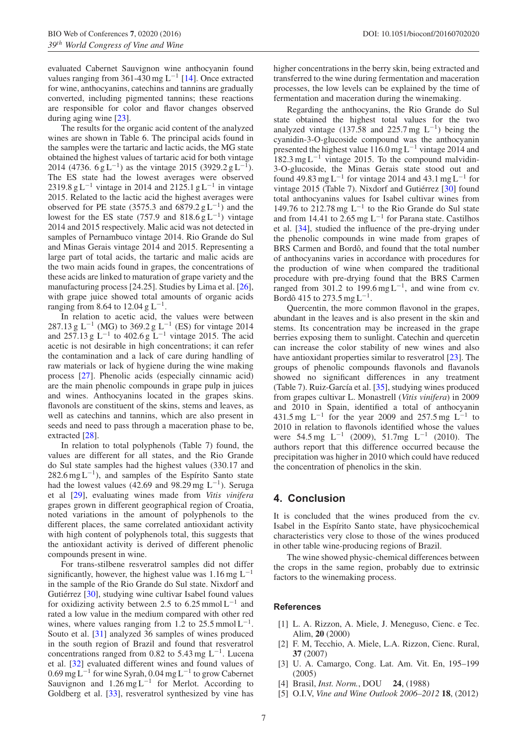evaluated Cabernet Sauvignon wine anthocyanin found values ranging from 361-430 mg $L^{-1}$ [14]. Once extracted for wine, anthocyanins, catechins and tannins are gradually converted, including pigmented tannins; these reactions are responsible for color and flavor changes observed during aging wine [23].

The results for the organic acid content of the analyzed wines are shown in Table 6. The principal acids found in the samples were the tartaric and lactic acids, the MG state obtained the highest values of tartaric acid for both vintage 2014 (4736. 6 g $L^{-1}$) as the vintage 2015 (3929.2 g $L^{-1}$). The ES state had the lowest averages were observed 2319.8 g $L^{-1}$ vintage in 2014 and 2125.1 g $L^{-1}$ in vintage 2015. Related to the lactic acid the highest averages were observed for PE state (3575.3 and 6879.2 g $L^{-1}$) and the lowest for the ES state (757.9 and 818.6 g $L^{-1}$) vintage 2014 and 2015 respectively. Malic acid was not detected in samples of Pernambuco vintage 2014. Rio Grande do Sul and Minas Gerais vintage 2014 and 2015. Representing a large part of total acids, the tartaric and malic acids are the two main acids found in grapes, the concentrations of these acids are linked to maturation of grape variety and the manufacturing process [24.25]. Studies by Lima et al. [26], with grape juice showed total amounts of organic acids ranging from 8.64 to 12.04 g $L^{-1}$.

In relation to acetic acid, the values were between 287.13 g $L^{-1}$ (MG) to 369.2 g $L^{-1}$ (ES) for vintage 2014 and 257.13 g $L^{-1}$ to 402.6 g $L^{-1}$ vintage 2015. The acid acetic is not desirable in high concentrations; it can refer the contamination and a lack of care during handling of raw materials or lack of hygiene during the wine making process [27]. Phenolic acids (especially cinnamic acid) are the main phenolic compounds in grape pulp in juices and wines. Anthocyanins located in the grapes skins. flavonols are constituent of the skins, stems and leaves, as well as catechins and tannins, which are also present in seeds and need to pass through a maceration phase to be, extracted [28].

In relation to total polyphenols (Table 7) found, the values are different for all states, and the Rio Grande do Sul state samples had the highest values (330.17 and 282.6 mg $L^{-1}$), and samples of the Espírito Santo state had the lowest values (42.69 and 98.29 mg $L^{-1}$). Seruga et al [29], evaluating wines made from *Vitis vinifera* grapes grown in different geographical region of Croatia, noted variations in the amount of polyphenols to the different places, the same correlated antioxidant activity with high content of polyphenols total, this suggests that the antioxidant activity is derived of different phenolic compounds present in wine.

For trans-stilbene resveratrol samples did not differ significantly, however, the highest value was 1.16 mg $L^{-1}$ in the sample of the Rio Grande do Sul state. Nixdorf and Gutiérrez [30], studying wine cultivar Isabel found values for oxidizing activity between 2.5 to 6.25 mmol $L^{-1}$ and rated a low value in the medium compared with other red wines, where values ranging from 1.2 to 25.5 mmol $L^{-1}$. Souto et al. [31] analyzed 36 samples of wines produced in the south region of Brazil and found that resveratrol concentrations ranged from 0.82 to 5.43 mg $L^{-1}$. Lucena et al. [32] evaluated different wines and found values of 0.69 mg $L^{-1}$ for wine Syrah, 0.04 mg $L^{-1}$ to grow Cabernet Sauvignon and 1.26 mg $L^{-1}$ for Merlot. According to Goldberg et al. [33], resveratrol synthesized by vine has higher concentrations in the berry skin, being extracted and transferred to the wine during fermentation and maceration processes, the low levels can be explained by the time of fermentation and maceration during the winemaking.

Regarding the anthocyanins, the Rio Grande do Sul state obtained the highest total values for the two analyzed vintage (137.58 and 225.7 mg $L^{-1}$) being the cyanidin-3-O-glucoside compound was the anthocyanin presented the highest value 116.0 mg $L^{-1}$ vintage 2014 and 182.3 mg $L^{-1}$ vintage 2015. To the compound malvidin-3-O-glucoside, the Minas Gerais state stood out and found 49.83 mg $L^{-1}$ for vintage 2014 and 43.1 mg $L^{-1}$ for vintage 2015 (Table 7). Nixdorf and Gutiérrez [30] found total anthocyanins values for Isabel cultivar wines from 149.76 to 212.78 mg $L^{-1}$ to the Rio Grande do Sul state and from 14.41 to 2.65 mg $L^{-1}$ for Parana state. Castilhos et al. [34], studied the influence of the pre-drying under the phenolic compounds in wine made from grapes of BRS Carmen and Bordô, and found that the total number of anthocyanins varies in accordance with procedures for the production of wine when compared the traditional procedure with pre-drying found that the BRS Carmen ranged from 301.2 to 199.6 mg $L^{-1}$, and wine from cv. Bordô 415 to 273.5 mg $L^{-1}$.

Quercentin, the more common flavonol in the grapes, abundant in the leaves and is also present in the skin and stems. Its concentration may be increased in the grape berries exposing them to sunlight. Catechin and quercetin can increase the color stability of new wines and also have antioxidant properties similar to resveratrol [23]. The groups of phenolic compounds flavonols and flavanols showed no significant differences in any treatment (Table 7). Ruiz-García et al. [35], studying wines produced from grapes cultivar L. Monastrell (*Vitis vinifera*) in 2009 and 2010 in Spain, identified a total of anthocyanin 431.5 mg $L^{-1}$ for the year 2009 and 257.5 mg $L^{-1}$ to 2010 in relation to flavonols identified whose the values were 54.5 mg $L^{-1}$ (2009), 51.7mg $L^{-1}$ (2010). The authors report that this difference occurred because the precipitation was higher in 2010 which could have reduced the concentration of phenolics in the skin.

## 4. Conclusion

It is concluded that the wines produced from the cv. Isabel in the Espírito Santo state, have physicochemical characteristics very close to those of the wines produced in other table wine-producing regions of Brazil.

The wine showed physic-chemical differences between the crops in the same region, probably due to extrinsic factors to the winemaking process.

## References

[1] L. A. Rizzon, A. Miele, J. Meneguso, Cienc. e Tec. Alim, **20** (2000)

[2] F. M, Tecchio, A. Miele, L.A. Rizzon, Cienc. Rural, **37** (2007)

[3] U. A. Camargo, Cong. Lat. Am. Vit. En, 195–199 (2005)

[4] Brasil, *Inst. Norm.*, DOU **24**, (1988)

[5] O.I.V, *Vine and Wine Outlook 2006–2012* **18**, (2012)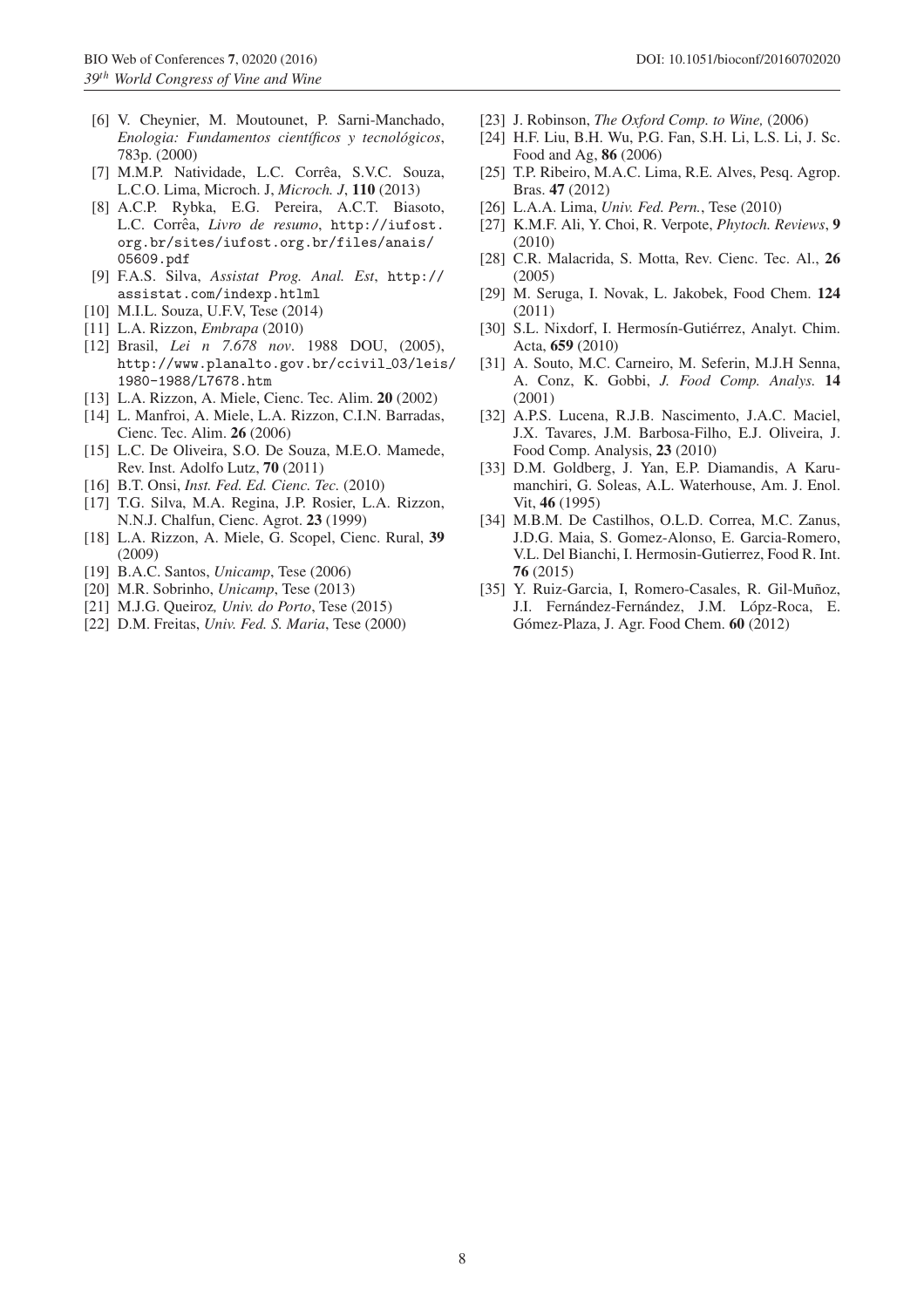[6] V. Cheynier, M. Moutounet, P. Sarni-Manchado, *Enologia: Fundamentos científicos y tecnológicos*, 783p. (2000)

[7] M.M.P. Natividade, L.C. Corrêa, S.V.C. Souza, L.C.O. Lima, Microch. J, *Microch. J*, **110** (2013)

[8] A.C.P. Rybka, E.G. Pereira, A.C.T. Biasoto, L.C. Corrêa, *Livro de resumo*, http://iufost.org.br/sites/iufost.org.br/files/anais/05609.pdf

[9] F.A.S. Silva, *Assistat Prog. Anal. Est*, http://assistat.com/indexp.htlml

[10] M.I.L. Souza, U.F.V, Tese (2014)

[11] L.A. Rizzon, *Embrapa* (2010)

[12] Brasil, *Lei n 7.678 nov*. 1988 DOU, (2005), http://www.planalto.gov.br/ccivil_03/leis/1980-1988/L7678.htm

[13] L.A. Rizzon, A. Miele, Cienc. Tec. Alim. **20** (2002)

[14] L. Manfroi, A. Miele, L.A. Rizzon, C.I.N. Barradas, Cienc. Tec. Alim. **26** (2006)

[15] L.C. De Oliveira, S.O. De Souza, M.E.O. Mamede, Rev. Inst. Adolfo Lutz, **70** (2011)

[16] B.T. Onsi, *Inst. Fed. Ed. Cienc. Tec.* (2010)

[17] T.G. Silva, M.A. Regina, J.P. Rosier, L.A. Rizzon, N.N.J. Chalfun, Cienc. Agrot. **23** (1999)

[18] L.A. Rizzon, A. Miele, G. Scopel, Cienc. Rural, **39** (2009)

[19] B.A.C. Santos, *Unicamp*, Tese (2006)

[20] M.R. Sobrinho, *Unicamp*, Tese (2013)

[21] M.J.G. Queiroz, *Univ. do Porto*, Tese (2015)

[22] D.M. Freitas, *Univ. Fed. S. Maria*, Tese (2000)

[23] J. Robinson, *The Oxford Comp. to Wine,* (2006)

[24] H.F. Liu, B.H. Wu, P.G. Fan, S.H. Li, L.S. Li, J. Sc. Food and Ag, **86** (2006)

[25] T.P. Ribeiro, M.A.C. Lima, R.E. Alves, Pesq. Agrop. Bras. **47** (2012)

[26] L.A.A. Lima, *Univ. Fed. Pern.*, Tese (2010)

[27] K.M.F. Ali, Y. Choi, R. Verpote, *Phytoch. Reviews*, **9** (2010)

[28] C.R. Malacrida, S. Motta, Rev. Cienc. Tec. Al., **26** (2005)

[29] M. Seruga, I. Novak, L. Jakobek, Food Chem. **124** (2011)

[30] S.L. Nixdorf, I. Hermosín-Gutiérrez, Analyt. Chim. Acta, **659** (2010)

[31] A. Souto, M.C. Carneiro, M. Seferin, M.J.H Senna, A. Conz, K. Gobbi, *J. Food Comp. Analys.* **14** (2001)

[32] A.P.S. Lucena, R.J.B. Nascimento, J.A.C. Maciel, J.X. Tavares, J.M. Barbosa-Filho, E.J. Oliveira, J. Food Comp. Analysis, **23** (2010)

[33] D.M. Goldberg, J. Yan, E.P. Diamandis, A Karumanchiri, G. Soleas, A.L. Waterhouse, Am. J. Enol. Vit, **46** (1995)

[34] M.B.M. De Castilhos, O.L.D. Correa, M.C. Zanus, J.D.G. Maia, S. Gomez-Alonso, E. Garcia-Romero, V.L. Del Bianchi, I. Hermosin-Gutierrez, Food R. Int. **76** (2015)

[35] Y. Ruiz-Garcia, I, Romero-Casales, R. Gil-Muñoz, J.I. Fernández-Fernández, J.M. Lópz-Roca, E. Gómez-Plaza, J. Agr. Food Chem. **60** (2012)